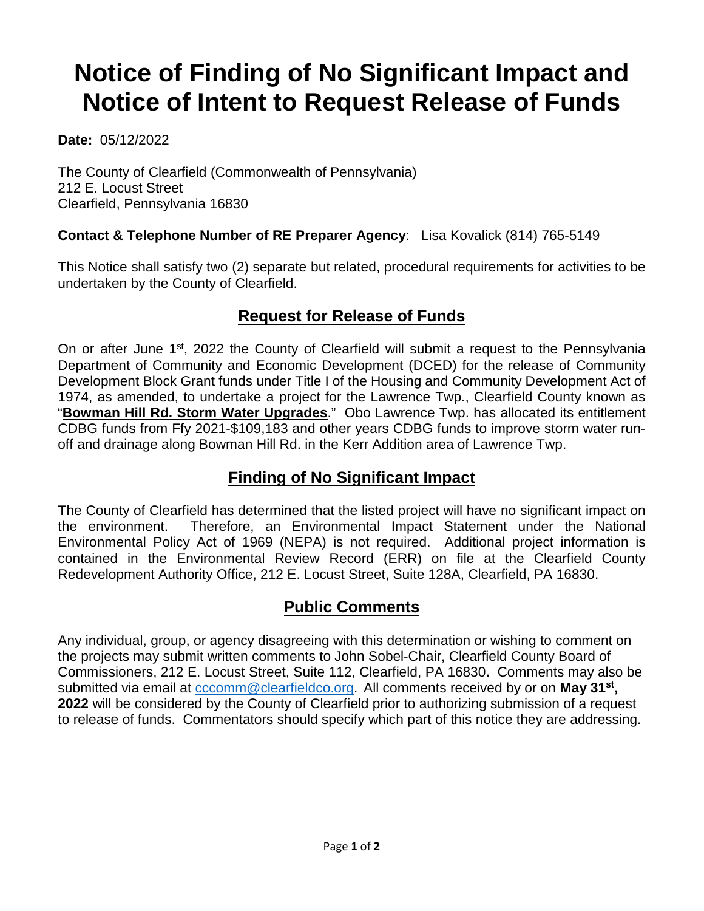# Notice of Finding of No Significant Impact and Notice of Intent to Request Release of Funds

**Date:** 05/12/2022

The County of Clearfield (Commonwealth of Pennsylvania)
212 E. Locust Street
Clearfield, Pennsylvania 16830

**Contact & Telephone Number of RE Preparer Agency**: Lisa Kovalick (814) 765-5149

This Notice shall satisfy two (2) separate but related, procedural requirements for activities to be undertaken by the County of Clearfield.

## Request for Release of Funds

On or after June 1st, 2022 the County of Clearfield will submit a request to the Pennsylvania Department of Community and Economic Development (DCED) for the release of Community Development Block Grant funds under Title I of the Housing and Community Development Act of 1974, as amended, to undertake a project for the Lawrence Twp., Clearfield County known as "**Bowman Hill Rd. Storm Water Upgrades**." Obo Lawrence Twp. has allocated its entitlement CDBG funds from Ffy 2021-$109,183 and other years CDBG funds to improve storm water run-off and drainage along Bowman Hill Rd. in the Kerr Addition area of Lawrence Twp.

## Finding of No Significant Impact

The County of Clearfield has determined that the listed project will have no significant impact on the environment. Therefore, an Environmental Impact Statement under the National Environmental Policy Act of 1969 (NEPA) is not required. Additional project information is contained in the Environmental Review Record (ERR) on file at the Clearfield County Redevelopment Authority Office, 212 E. Locust Street, Suite 128A, Clearfield, PA 16830.

## Public Comments

Any individual, group, or agency disagreeing with this determination or wishing to comment on the projects may submit written comments to John Sobel-Chair, Clearfield County Board of Commissioners, 212 E. Locust Street, Suite 112, Clearfield, PA 16830**.** Comments may also be submitted via email at cccomm@clearfieldco.org. All comments received by or on **May 31st, 2022** will be considered by the County of Clearfield prior to authorizing submission of a request to release of funds. Commentators should specify which part of this notice they are addressing.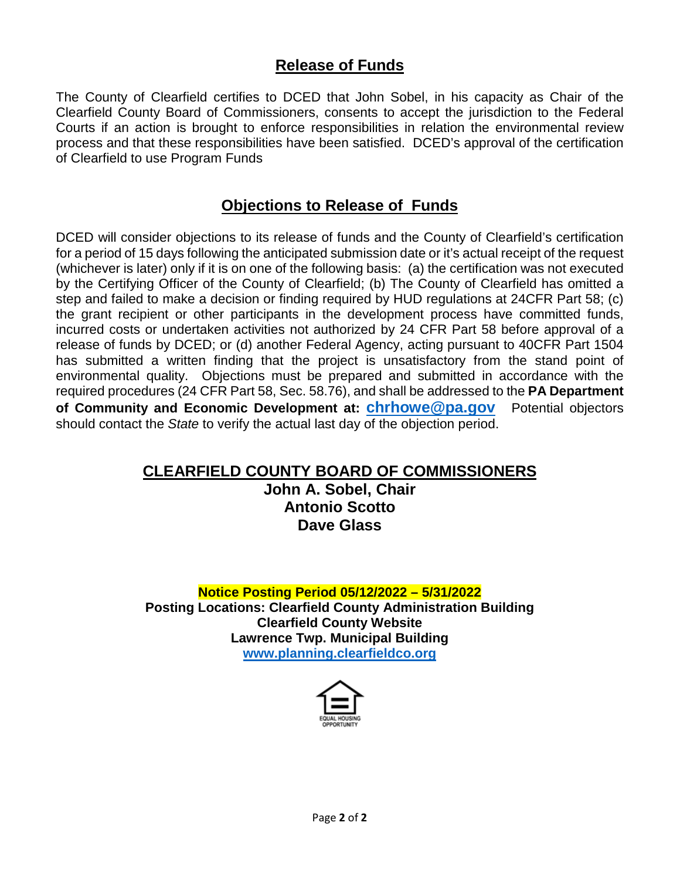## Release of Funds

The County of Clearfield certifies to DCED that John Sobel, in his capacity as Chair of the Clearfield County Board of Commissioners, consents to accept the jurisdiction to the Federal Courts if an action is brought to enforce responsibilities in relation the environmental review process and that these responsibilities have been satisfied. DCED's approval of the certification of Clearfield to use Program Funds

## Objections to Release of Funds

DCED will consider objections to its release of funds and the County of Clearfield's certification for a period of 15 days following the anticipated submission date or it's actual receipt of the request (whichever is later) only if it is on one of the following basis: (a) the certification was not executed by the Certifying Officer of the County of Clearfield; (b) The County of Clearfield has omitted a step and failed to make a decision or finding required by HUD regulations at 24CFR Part 58; (c) the grant recipient or other participants in the development process have committed funds, incurred costs or undertaken activities not authorized by 24 CFR Part 58 before approval of a release of funds by DCED; or (d) another Federal Agency, acting pursuant to 40CFR Part 1504 has submitted a written finding that the project is unsatisfactory from the stand point of environmental quality. Objections must be prepared and submitted in accordance with the required procedures (24 CFR Part 58, Sec. 58.76), and shall be addressed to the **PA Department of Community and Economic Development at: chrhowe@pa.gov** Potential objectors should contact the *State* to verify the actual last day of the objection period.

**CLEARFIELD COUNTY BOARD OF COMMISSIONERS**
**John A. Sobel, Chair**
**Antonio Scotto**
**Dave Glass**

**Notice Posting Period 05/12/2022 – 5/31/2022**
**Posting Locations: Clearfield County Administration Building**
**Clearfield County Website**
**Lawrence Twp. Municipal Building**
**www.planning.clearfieldco.org**

EQUAL HOUSING OPPORTUNITY